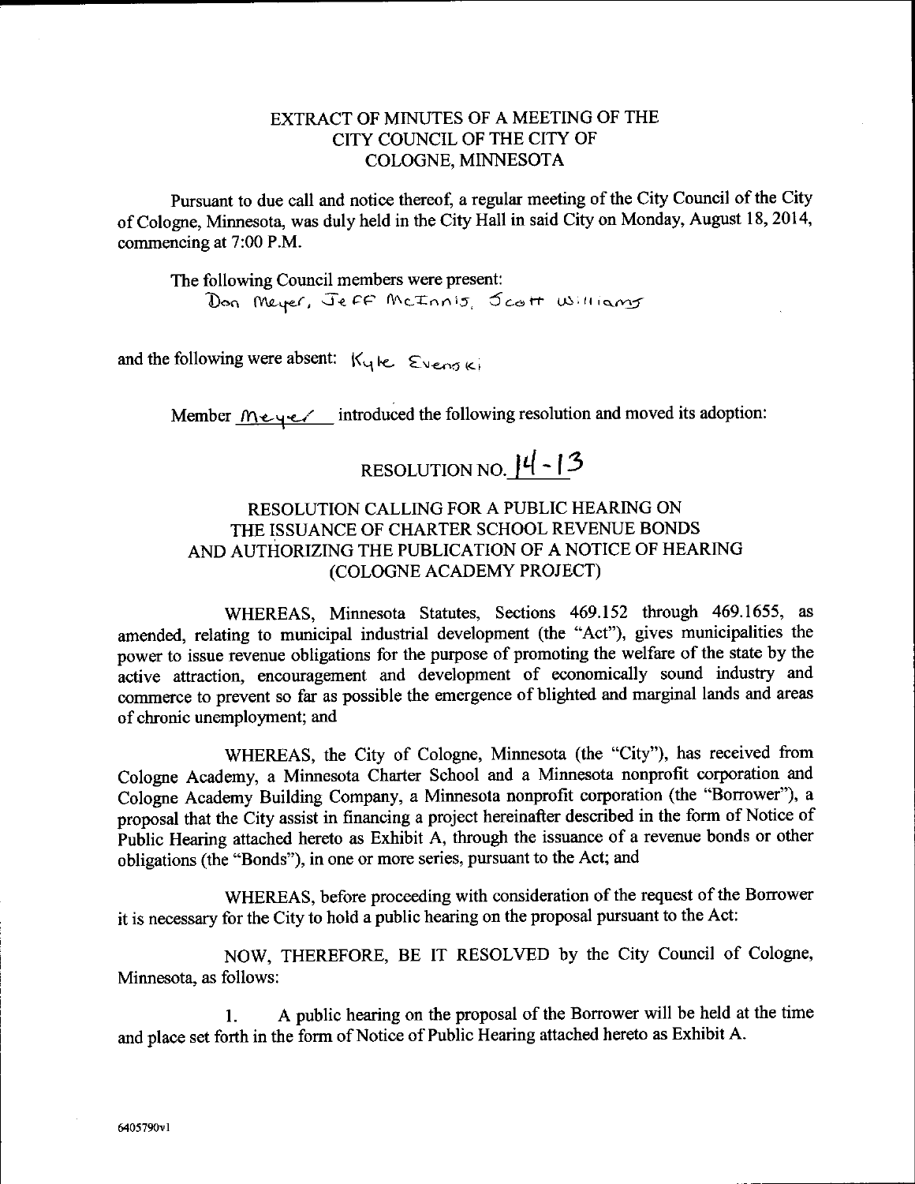# EXTRACT OF MINUTES OF A MEETING OF THE CITY COUNCIL OF THE CITY OF COLOGNE, MINNESOTA

Pursuant to due call and notice thereof, a regular meeting of the City Council of the City of Cologne, Minnesota, was duly held in the City Hall in said City on Monday, August 18, 2014, commencing at 7:00 P.M.

The following Council members were present:
Don Meyer, Jeff McInnis, Scott Williams

and the following were absent: Kyle Evenski

Member Meyer introduced the following resolution and moved its adoption:

## RESOLUTION NO. 14-13

### RESOLUTION CALLING FOR A PUBLIC HEARING ON THE ISSUANCE OF CHARTER SCHOOL REVENUE BONDS AND AUTHORIZING THE PUBLICATION OF A NOTICE OF HEARING (COLOGNE ACADEMY PROJECT)

WHEREAS, Minnesota Statutes, Sections 469.152 through 469.1655, as amended, relating to municipal industrial development (the "Act"), gives municipalities the power to issue revenue obligations for the purpose of promoting the welfare of the state by the active attraction, encouragement and development of economically sound industry and commerce to prevent so far as possible the emergence of blighted and marginal lands and areas of chronic unemployment; and

WHEREAS, the City of Cologne, Minnesota (the "City"), has received from Cologne Academy, a Minnesota Charter School and a Minnesota nonprofit corporation and Cologne Academy Building Company, a Minnesota nonprofit corporation (the "Borrower"), a proposal that the City assist in financing a project hereinafter described in the form of Notice of Public Hearing attached hereto as Exhibit A, through the issuance of a revenue bonds or other obligations (the "Bonds"), in one or more series, pursuant to the Act; and

WHEREAS, before proceeding with consideration of the request of the Borrower it is necessary for the City to hold a public hearing on the proposal pursuant to the Act:

NOW, THEREFORE, BE IT RESOLVED by the City Council of Cologne, Minnesota, as follows:

1. A public hearing on the proposal of the Borrower will be held at the time and place set forth in the form of Notice of Public Hearing attached hereto as Exhibit A.

6405790v1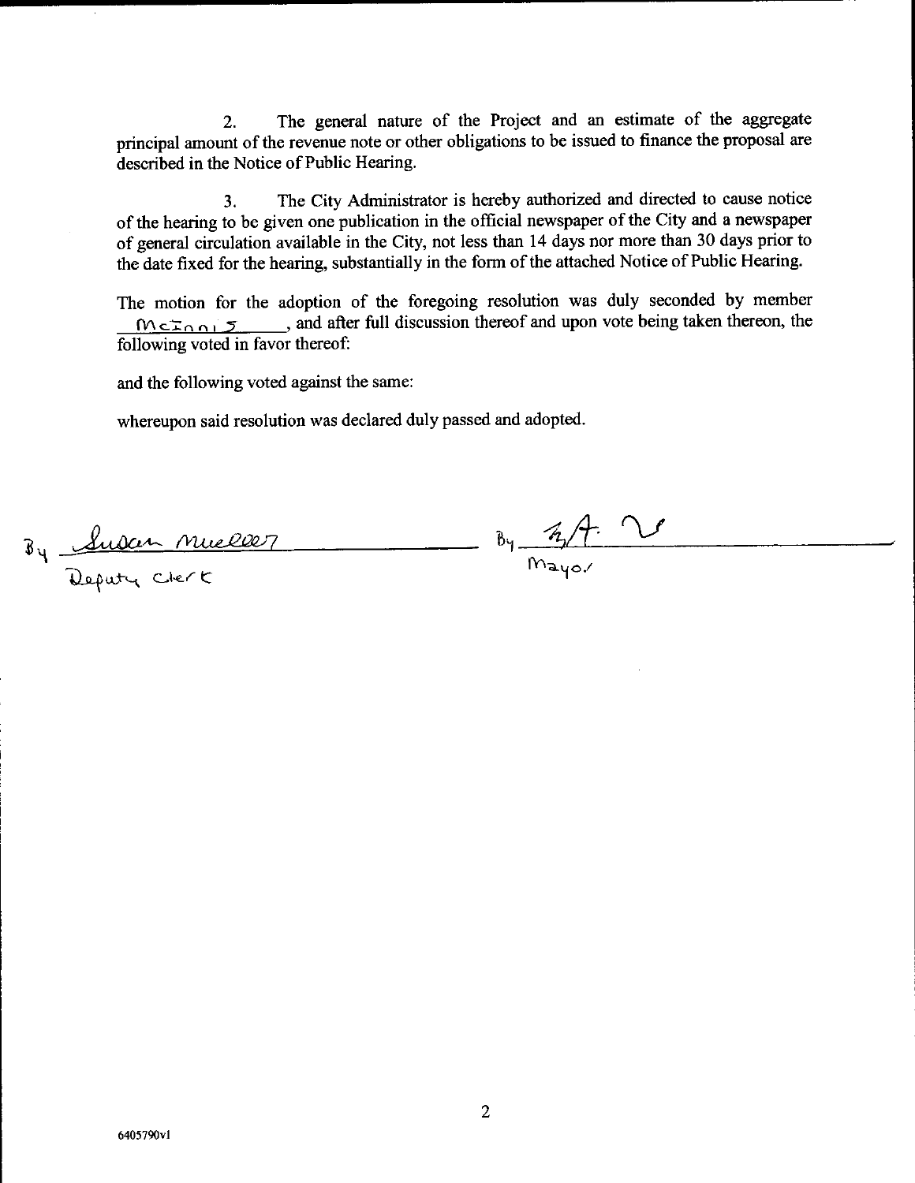2. The general nature of the Project and an estimate of the aggregate principal amount of the revenue note or other obligations to be issued to finance the proposal are described in the Notice of Public Hearing.

3. The City Administrator is hereby authorized and directed to cause notice of the hearing to be given one publication in the official newspaper of the City and a newspaper of general circulation available in the City, not less than 14 days nor more than 30 days prior to the date fixed for the hearing, substantially in the form of the attached Notice of Public Hearing.

The motion for the adoption of the foregoing resolution was duly seconded by member McInnis, and after full discussion thereof and upon vote being taken thereon, the following voted in favor thereof:

and the following voted against the same:

whereupon said resolution was declared duly passed and adopted.

By Susan Mueller
Deputy Clerk

By [signature]
Mayor

6405790v1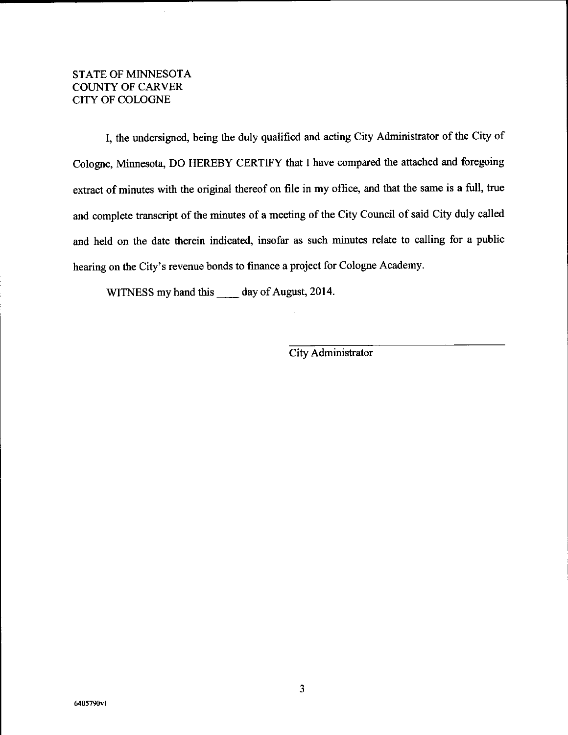STATE OF MINNESOTA
COUNTY OF CARVER
CITY OF COLOGNE

I, the undersigned, being the duly qualified and acting City Administrator of the City of Cologne, Minnesota, DO HEREBY CERTIFY that I have compared the attached and foregoing extract of minutes with the original thereof on file in my office, and that the same is a full, true and complete transcript of the minutes of a meeting of the City Council of said City duly called and held on the date therein indicated, insofar as such minutes relate to calling for a public hearing on the City's revenue bonds to finance a project for Cologne Academy.

WITNESS my hand this ____ day of August, 2014.

\_\_\_\_\_\_\_\_\_\_\_\_\_\_\_\_\_\_\_\_\_\_\_\_\_\_\_\_\_\_\_\_\_\_\_\_
City Administrator

6405790v1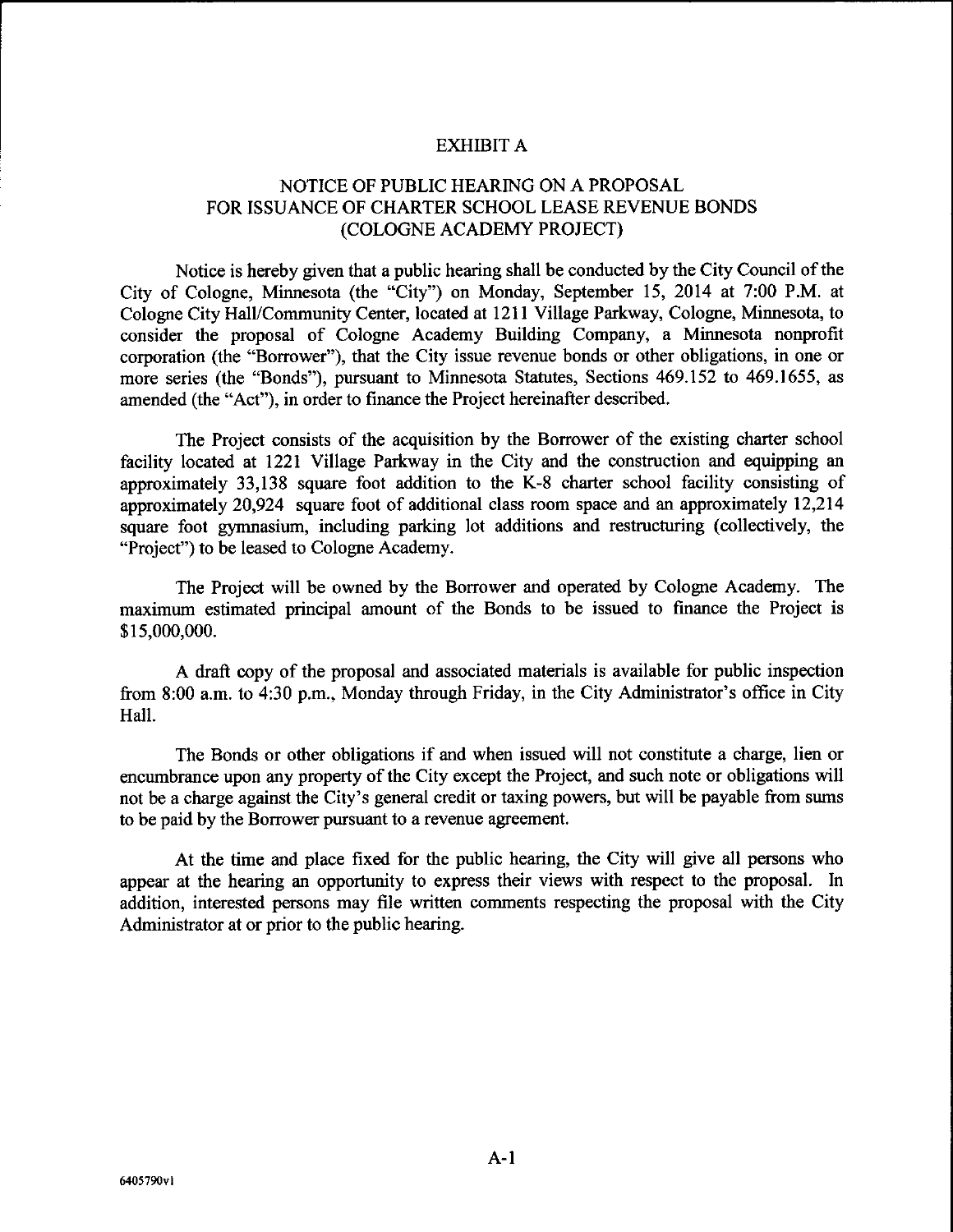# EXHIBIT A

## NOTICE OF PUBLIC HEARING ON A PROPOSAL FOR ISSUANCE OF CHARTER SCHOOL LEASE REVENUE BONDS (COLOGNE ACADEMY PROJECT)

Notice is hereby given that a public hearing shall be conducted by the City Council of the City of Cologne, Minnesota (the "City") on Monday, September 15, 2014 at 7:00 P.M. at Cologne City Hall/Community Center, located at 1211 Village Parkway, Cologne, Minnesota, to consider the proposal of Cologne Academy Building Company, a Minnesota nonprofit corporation (the "Borrower"), that the City issue revenue bonds or other obligations, in one or more series (the "Bonds"), pursuant to Minnesota Statutes, Sections 469.152 to 469.1655, as amended (the "Act"), in order to finance the Project hereinafter described.

The Project consists of the acquisition by the Borrower of the existing charter school facility located at 1221 Village Parkway in the City and the construction and equipping an approximately 33,138 square foot addition to the K-8 charter school facility consisting of approximately 20,924 square foot of additional class room space and an approximately 12,214 square foot gymnasium, including parking lot additions and restructuring (collectively, the "Project") to be leased to Cologne Academy.

The Project will be owned by the Borrower and operated by Cologne Academy. The maximum estimated principal amount of the Bonds to be issued to finance the Project is $15,000,000.

A draft copy of the proposal and associated materials is available for public inspection from 8:00 a.m. to 4:30 p.m., Monday through Friday, in the City Administrator's office in City Hall.

The Bonds or other obligations if and when issued will not constitute a charge, lien or encumbrance upon any property of the City except the Project, and such note or obligations will not be a charge against the City's general credit or taxing powers, but will be payable from sums to be paid by the Borrower pursuant to a revenue agreement.

At the time and place fixed for the public hearing, the City will give all persons who appear at the hearing an opportunity to express their views with respect to the proposal. In addition, interested persons may file written comments respecting the proposal with the City Administrator at or prior to the public hearing.

6405790v1